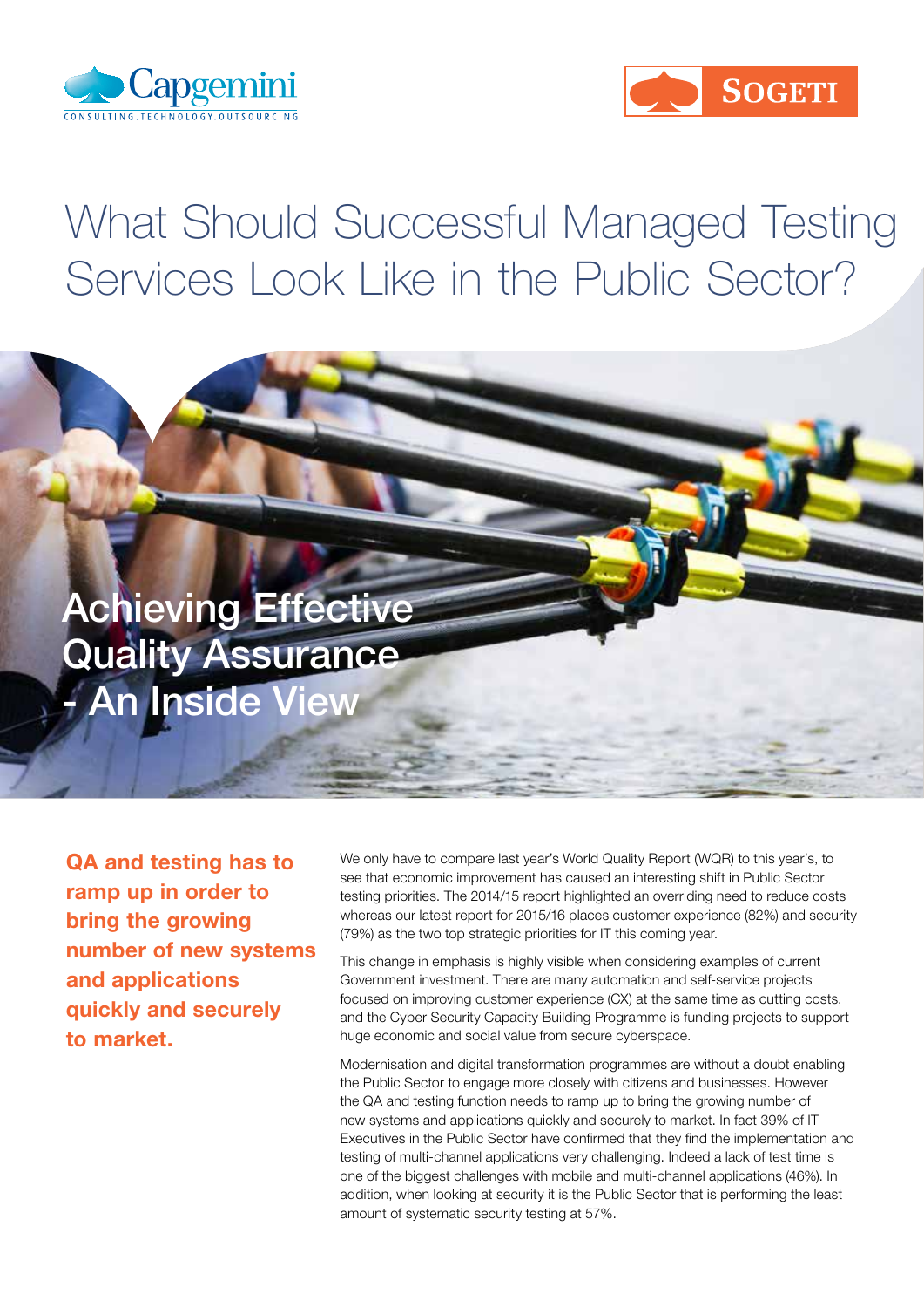# What Should Successful Managed Testing Services Look Like in the Public Sector?

## Achieving Effective Quality Assurance - An Inside View

**QA and testing has to ramp up in order to bring the growing number of new systems and applications quickly and securely to market.**

We only have to compare last year's World Quality Report (WQR) to this year's, to see that economic improvement has caused an interesting shift in Public Sector testing priorities. The 2014/15 report highlighted an overriding need to reduce costs whereas our latest report for 2015/16 places customer experience (82%) and security (79%) as the two top strategic priorities for IT this coming year.

This change in emphasis is highly visible when considering examples of current Government investment. There are many automation and self-service projects focused on improving customer experience (CX) at the same time as cutting costs, and the Cyber Security Capacity Building Programme is funding projects to support huge economic and social value from secure cyberspace.

Modernisation and digital transformation programmes are without a doubt enabling the Public Sector to engage more closely with citizens and businesses. However the QA and testing function needs to ramp up to bring the growing number of new systems and applications quickly and securely to market. In fact 39% of IT Executives in the Public Sector have confirmed that they find the implementation and testing of multi-channel applications very challenging. Indeed a lack of test time is one of the biggest challenges with mobile and multi-channel applications (46%). In addition, when looking at security it is the Public Sector that is performing the least amount of systematic security testing at 57%.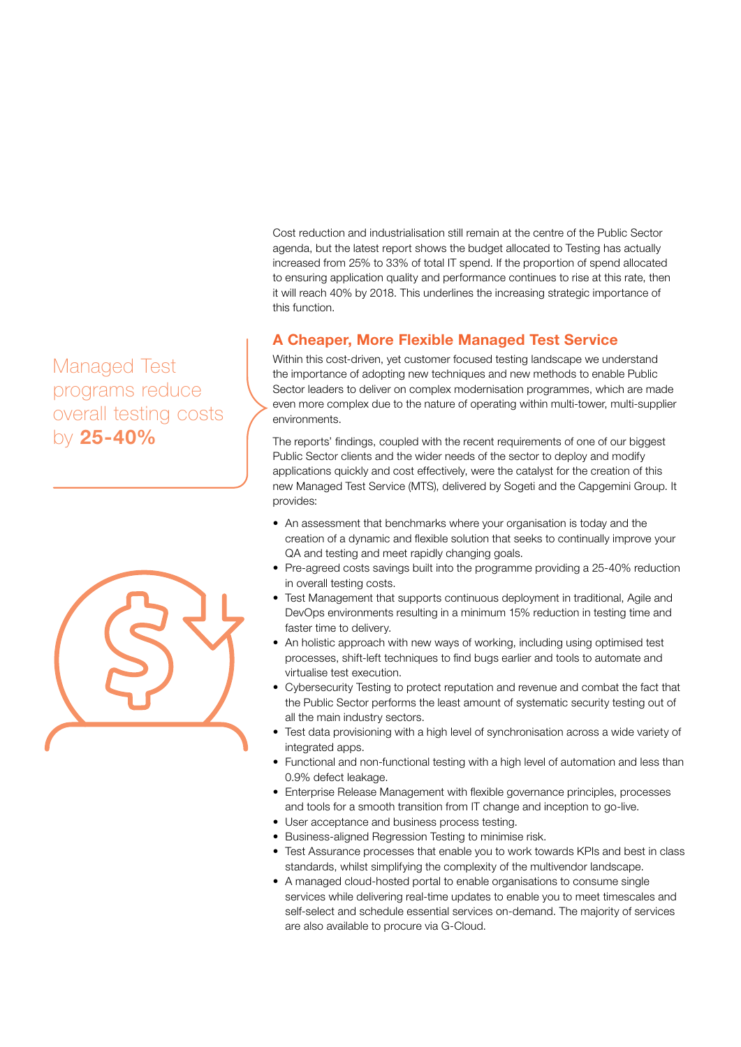Cost reduction and industrialisation still remain at the centre of the Public Sector agenda, but the latest report shows the budget allocated to Testing has actually increased from 25% to 33% of total IT spend. If the proportion of spend allocated to ensuring application quality and performance continues to rise at this rate, then it will reach 40% by 2018. This underlines the increasing strategic importance of this function.

Managed Test programs reduce overall testing costs by **25-40%**

## A Cheaper, More Flexible Managed Test Service

Within this cost-driven, yet customer focused testing landscape we understand the importance of adopting new techniques and new methods to enable Public Sector leaders to deliver on complex modernisation programmes, which are made even more complex due to the nature of operating within multi-tower, multi-supplier environments.

The reports' findings, coupled with the recent requirements of one of our biggest Public Sector clients and the wider needs of the sector to deploy and modify applications quickly and cost effectively, were the catalyst for the creation of this new Managed Test Service (MTS), delivered by Sogeti and the Capgemini Group. It provides:

- An assessment that benchmarks where your organisation is today and the creation of a dynamic and flexible solution that seeks to continually improve your QA and testing and meet rapidly changing goals.
- Pre-agreed costs savings built into the programme providing a 25-40% reduction in overall testing costs.
- Test Management that supports continuous deployment in traditional, Agile and DevOps environments resulting in a minimum 15% reduction in testing time and faster time to delivery.
- An holistic approach with new ways of working, including using optimised test processes, shift-left techniques to find bugs earlier and tools to automate and virtualise test execution.
- Cybersecurity Testing to protect reputation and revenue and combat the fact that the Public Sector performs the least amount of systematic security testing out of all the main industry sectors.
- Test data provisioning with a high level of synchronisation across a wide variety of integrated apps.
- Functional and non-functional testing with a high level of automation and less than 0.9% defect leakage.
- Enterprise Release Management with flexible governance principles, processes and tools for a smooth transition from IT change and inception to go-live.
- User acceptance and business process testing.
- Business-aligned Regression Testing to minimise risk.
- Test Assurance processes that enable you to work towards KPIs and best in class standards, whilst simplifying the complexity of the multivendor landscape.
- A managed cloud-hosted portal to enable organisations to consume single services while delivering real-time updates to enable you to meet timescales and self-select and schedule essential services on-demand. The majority of services are also available to procure via G-Cloud.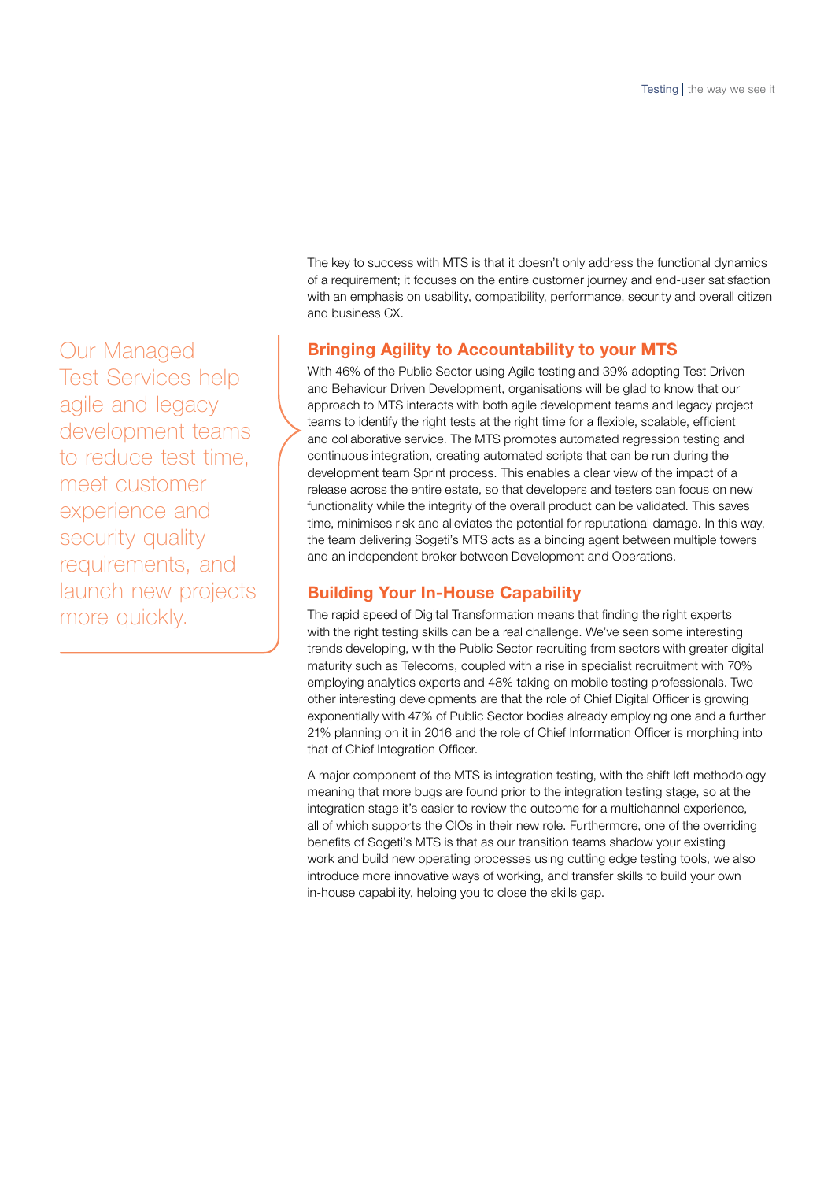The key to success with MTS is that it doesn't only address the functional dynamics of a requirement; it focuses on the entire customer journey and end-user satisfaction with an emphasis on usability, compatibility, performance, security and overall citizen and business CX.

> Our Managed Test Services help agile and legacy development teams to reduce test time, meet customer experience and security quality requirements, and launch new projects more quickly.

## Bringing Agility to Accountability to your MTS

With 46% of the Public Sector using Agile testing and 39% adopting Test Driven and Behaviour Driven Development, organisations will be glad to know that our approach to MTS interacts with both agile development teams and legacy project teams to identify the right tests at the right time for a flexible, scalable, efficient and collaborative service. The MTS promotes automated regression testing and continuous integration, creating automated scripts that can be run during the development team Sprint process. This enables a clear view of the impact of a release across the entire estate, so that developers and testers can focus on new functionality while the integrity of the overall product can be validated. This saves time, minimises risk and alleviates the potential for reputational damage. In this way, the team delivering Sogeti's MTS acts as a binding agent between multiple towers and an independent broker between Development and Operations.

## Building Your In-House Capability

The rapid speed of Digital Transformation means that finding the right experts with the right testing skills can be a real challenge. We've seen some interesting trends developing, with the Public Sector recruiting from sectors with greater digital maturity such as Telecoms, coupled with a rise in specialist recruitment with 70% employing analytics experts and 48% taking on mobile testing professionals. Two other interesting developments are that the role of Chief Digital Officer is growing exponentially with 47% of Public Sector bodies already employing one and a further 21% planning on it in 2016 and the role of Chief Information Officer is morphing into that of Chief Integration Officer.

A major component of the MTS is integration testing, with the shift left methodology meaning that more bugs are found prior to the integration testing stage, so at the integration stage it's easier to review the outcome for a multichannel experience, all of which supports the CIOs in their new role. Furthermore, one of the overriding benefits of Sogeti's MTS is that as our transition teams shadow your existing work and build new operating processes using cutting edge testing tools, we also introduce more innovative ways of working, and transfer skills to build your own in-house capability, helping you to close the skills gap.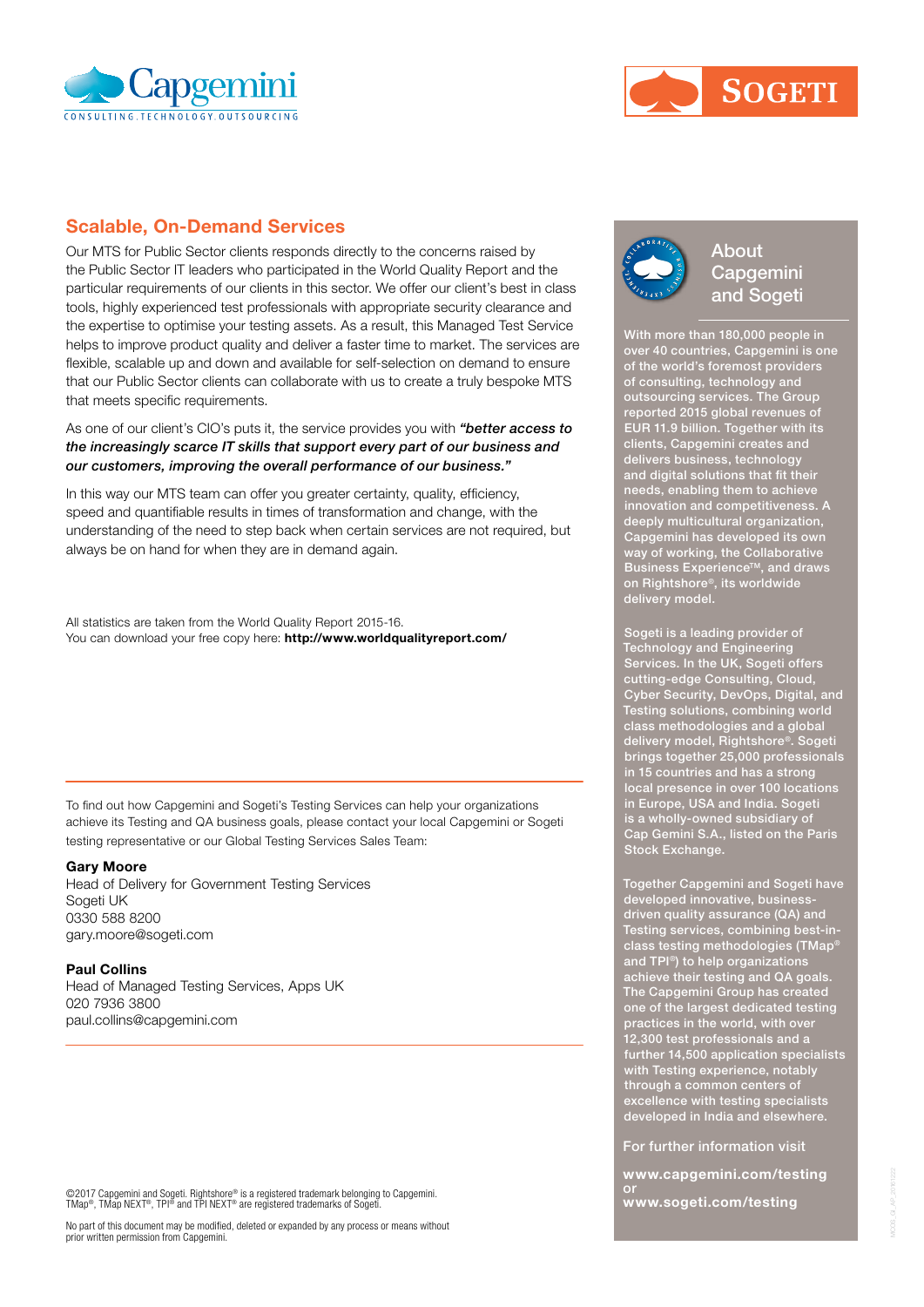## Scalable, On-Demand Services

Our MTS for Public Sector clients responds directly to the concerns raised by the Public Sector IT leaders who participated in the World Quality Report and the particular requirements of our clients in this sector. We offer our client's best in class tools, highly experienced test professionals with appropriate security clearance and the expertise to optimise your testing assets. As a result, this Managed Test Service helps to improve product quality and deliver a faster time to market. The services are flexible, scalable up and down and available for self-selection on demand to ensure that our Public Sector clients can collaborate with us to create a truly bespoke MTS that meets specific requirements.

As one of our client's CIO's puts it, the service provides you with ***"better access to the increasingly scarce IT skills that support every part of our business and our customers, improving the overall performance of our business."***

In this way our MTS team can offer you greater certainty, quality, efficiency, speed and quantifiable results in times of transformation and change, with the understanding of the need to step back when certain services are not required, but always be on hand for when they are in demand again.

All statistics are taken from the World Quality Report 2015-16.
You can download your free copy here: **http://www.worldqualityreport.com/**

To find out how Capgemini and Sogeti's Testing Services can help your organizations achieve its Testing and QA business goals, please contact your local Capgemini or Sogeti testing representative or our Global Testing Services Sales Team:

**Gary Moore**
Head of Delivery for Government Testing Services
Sogeti UK
0330 588 8200
gary.moore@sogeti.com

**Paul Collins**
Head of Managed Testing Services, Apps UK
020 7936 3800
paul.collins@capgemini.com

## About Capgemini and Sogeti

With more than 180,000 people in over 40 countries, Capgemini is one of the world's foremost providers of consulting, technology and outsourcing services. The Group reported 2015 global revenues of EUR 11.9 billion. Together with its clients, Capgemini creates and delivers business, technology and digital solutions that fit their needs, enabling them to achieve innovation and competitiveness. A deeply multicultural organization, Capgemini has developed its own way of working, the Collaborative Business Experience™, and draws on Rightshore®, its worldwide delivery model.

Sogeti is a leading provider of Technology and Engineering Services. In the UK, Sogeti offers cutting-edge Consulting, Cloud, Cyber Security, DevOps, Digital, and Testing solutions, combining world class methodologies and a global delivery model, Rightshore®. Sogeti brings together 25,000 professionals in 15 countries and has a strong local presence in over 100 locations in Europe, USA and India. Sogeti is a wholly-owned subsidiary of Cap Gemini S.A., listed on the Paris Stock Exchange.

Together Capgemini and Sogeti have developed innovative, business-driven quality assurance (QA) and Testing services, combining best-in-class testing methodologies (TMap® and TPI®) to help organizations achieve their testing and QA goals. The Capgemini Group has created one of the largest dedicated testing practices in the world, with over 12,300 test professionals and a further 14,500 application specialists with Testing experience, notably through a common centers of excellence with testing specialists developed in India and elsewhere.

For further information visit

**www.capgemini.com/testing**
or
**www.sogeti.com/testing**

©2017 Capgemini and Sogeti. Rightshore® is a registered trademark belonging to Capgemini. TMap®, TMap NEXT®, TPI® and TPI NEXT® are registered trademarks of Sogeti.

No part of this document may be modified, deleted or expanded by any process or means without prior written permission from Capgemini.